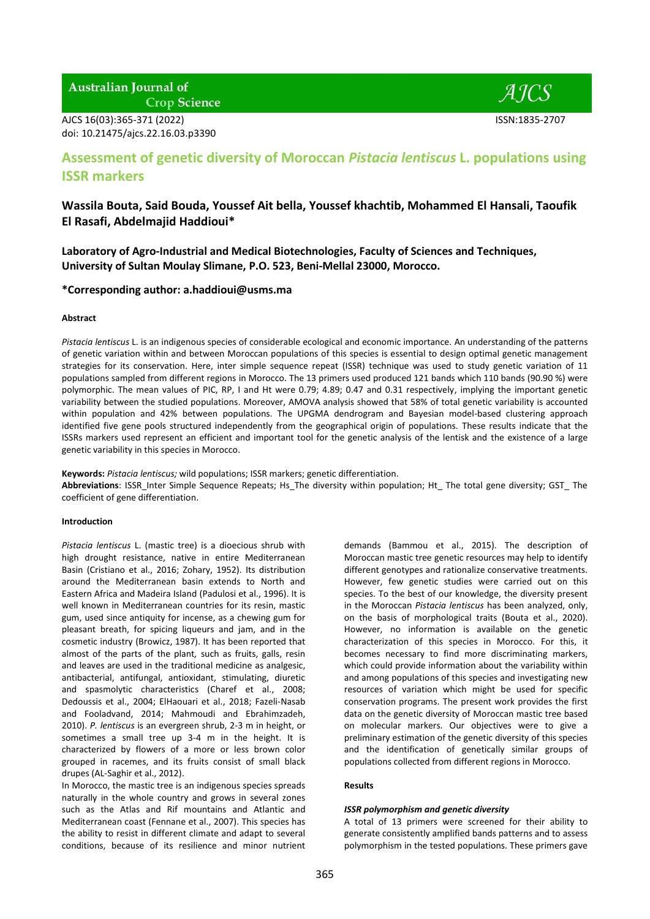# Assessment of genetic diversity of Moroccan *Pistacia lentiscus* L. populations using ISSR markers

**Wassila Bouta, Said Bouda, Youssef Ait bella, Youssef khachtib, Mohammed El Hansali, Taoufik El Rasafi, Abdelmajid Haddioui***

**Laboratory of Agro-Industrial and Medical Biotechnologies, Faculty of Sciences and Techniques, University of Sultan Moulay Slimane, P.O. 523, Beni-Mellal 23000, Morocco.**

**\*Corresponding author: a.haddioui@usms.ma**

#### Abstract

*Pistacia lentiscus* L. is an indigenous species of considerable ecological and economic importance. An understanding of the patterns of genetic variation within and between Moroccan populations of this species is essential to design optimal genetic management strategies for its conservation. Here, inter simple sequence repeat (ISSR) technique was used to study genetic variation of 11 populations sampled from different regions in Morocco. The 13 primers used produced 121 bands which 110 bands (90.90 %) were polymorphic. The mean values of PIC, RP, I and Ht were 0.79; 4.89; 0.47 and 0.31 respectively, implying the important genetic variability between the studied populations. Moreover, The AMOVA analysis showed that 58% of total genetic variability is accounted within population and 42% between populations. The UPGMA dendrogram and Bayesian model-based clustering approach identified five gene pools structured independently from the geographical origin of populations. These results indicate that the ISSRs markers used represent an efficient and important tool for the genetic analysis of the lentisk and the existence of a large genetic variability in this species in Morocco.

**Keywords:** *Pistacia lentiscus;* wild populations; ISSR markers; genetic differentiation.

**Abbreviations**: ISSR_Inter Simple Sequence Repeats; Hs_The diversity within population; Ht_ The total gene diversity; GST_ The coefficient of gene differentiation.

#### Introduction

*Pistacia lentiscus* L. (mastic tree) is a dioecious shrub with high drought resistance, native in entire Mediterranean Basin (Cristiano et al., 2016; Zohary, 1952). Its distribution around the Mediterranean basin extends to North and Eastern Africa and Madeira Island (Padulosi et al., 1996). It is well known in Mediterranean countries for its resin, mastic gum, used since antiquity for incense, as a chewing gum for pleasant breath, for spicing liqueurs and jam, and in the cosmetic industry (Browicz, 1987). It has been reported that almost of the parts of the plant, such as fruits, galls, resin and leaves are used in the traditional medicine as analgesic, antibacterial, antifungal, antioxidant, stimulating, diuretic and spasmolytic characteristics (Charef et al., 2008; Dedoussis et al., 2004; ElHaouari et al., 2018; Fazeli-Nasab and Fooladvand, 2014; Mahmoudi and Ebrahimzadeh, 2010). *P. lentiscus* is an evergreen shrub, 2-3 m in height, or sometimes a small tree up 3-4 m in the height. It is characterized by flowers of a more or less brown color grouped in racemes, and its fruits consist of small black drupes (AL-Saghir et al., 2012).

In Morocco, the mastic tree is an indigenous species spreads naturally in the whole country and grows in several zones such as the Atlas and Rif mountains and Atlantic and Mediterranean coast (Fennane et al., 2007). This species has the ability to resist in different climate and adapt to several conditions, because of its resilience and minor nutrient demands (Bammou et al., 2015). The description of Moroccan mastic tree genetic resources may help to identify different genotypes and rationalize conservative treatments. However, few genetic studies were carried out on this species. To the best of our knowledge, the diversity present in the Moroccan *Pistacia lentiscus* has been analyzed, only, on the basis of morphological traits (Bouta et al., 2020). However, no information is available on the genetic characterization of this species in Morocco. For this, it becomes necessary to find more discriminating markers, which could provide information about the variability within and among populations of this species and investigating new resources of variation which might be used for specific conservation programs. The present work provides the first data on the genetic diversity of Moroccan mastic tree based on molecular markers. Our objectives were to give a preliminary estimation of the genetic diversity of this species and the identification of genetically similar groups of populations collected from different regions in Morocco.

#### Results

##### *ISSR polymorphism and genetic diversity*

A total of 13 primers were screened for their ability to generate consistently amplified bands patterns and to assess polymorphism in the tested populations. These primers gave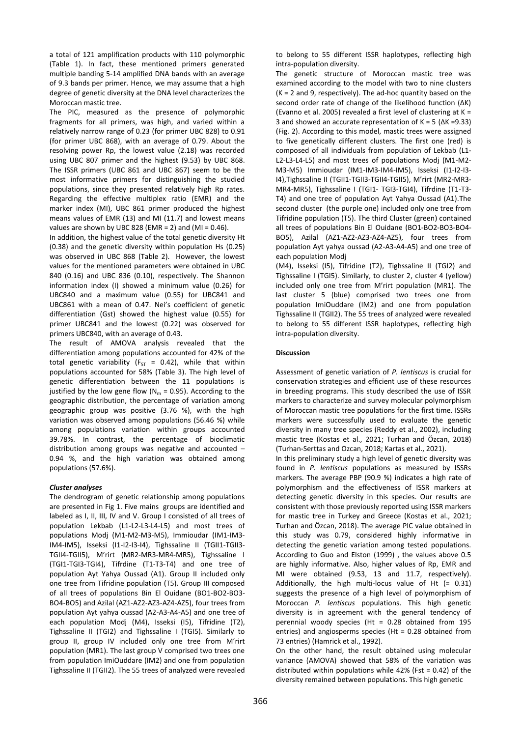a total of 121 amplification products with 110 polymorphic (Table 1). In fact, these mentioned primers generated multiple banding 5-14 amplified DNA bands with an average of 9.3 bands per primer. Hence, we may assume that a high degree of genetic diversity at the DNA level characterizes the Moroccan mastic tree.

The PIC, measured as the presence of polymorphic fragments for all primers, was high, and varied within a relatively narrow range of 0.23 (for primer UBC 828) to 0.91 (for primer UBC 868), with an average of 0.79. About the resolving power Rp, the lowest value (2.18) was recorded using UBC 807 primer and the highest (9.53) by UBC 868. The ISSR primers (UBC 861 and UBC 867) seem to be the most informative primers for distinguishing the studied populations, since they presented relatively high Rp rates. Regarding the effective multiplex ratio (EMR) and the marker index (MI), UBC 861 primer produced the highest means values of EMR (13) and MI (11.7) and lowest means values are shown by UBC 828 (EMR = 2) and (MI = 0.46).

In addition, the highest value of the total genetic diversity Ht (0.38) and the genetic diversity within population Hs (0.25) was observed in UBC 868 (Table 2). However, the lowest values for the mentioned parameters were obtained in UBC 840 (0.16) and UBC 836 (0.10), respectively. The Shannon information index (I) showed a minimum value (0.26) for UBC840 and a maximum value (0.55) for UBC841 and UBC861 with a mean of 0.47. Nei's coefficient of genetic differentiation (Gst) showed the highest value (0.55) for primer UBC841 and the lowest (0.22) was observed for primers UBC840, with an average of 0.43.

The result of AMOVA analysis revealed that the differentiation among populations accounted for 42% of the total genetic variability ($F_{ST}$ = 0.42), while that within populations accounted for 58% (Table 3). The high level of genetic differentiation between the 11 populations is justified by the low gene flow ($N_m$ = 0.95). According to the geographic distribution, the percentage of variation among geographic group was positive (3.76 %), with the high variation was observed among populations (56.46 %) while among populations variation within groups accounted 39.78%. In contrast, the percentage of bioclimatic distribution among groups was negative and accounted – 0.94 %, and the high variation was obtained among populations (57.6%).

### *Cluster analyses*

The dendrogram of genetic relationship among populations are presented in Fig 1. Five mains groups are identified and labeled as I, II, III, IV and V. Group I consisted of all trees of population Lekbab (L1-L2-L3-L4-L5) and most trees of populations Modj (M1-M2-M3-M5), Immioudar (IM1-IM3-IM4-IM5), Isseksi (I1-I2-I3-I4), Tighssaline II (TGII1-TGII3-TGII4-TGII5), M'rirt (MR2-MR3-MR4-MR5), Tighssaline I (TGI1-TGI3-TGI4), Tifrdine (T1-T3-T4) and one tree of population Ayt Yahya Oussad (A1). Group II included only one tree from Tifridine population (T5). Group III composed of all trees of populations Bin El Ouidane (BO1-BO2-BO3-BO4-BO5) and Azilal (AZ1-AZ2-AZ3-AZ4-AZ5), four trees from population Ayt yahya oussad (A2-A3-A4-A5) and one tree of each population Modj (M4), Isseksi (I5), Tifridine (T2), Tighssaline II (TGI2) and Tighssaline I (TGI5). Similarly to group II, group IV included only one tree from M'rirt population (MR1). The last group V comprised two trees one from population ImiOuddare (IM2) and one from population Tighssaline II (TGII2). The 55 trees of analyzed were revealed to belong to 55 different ISSR haplotypes, reflecting high intra-population diversity.

The genetic structure of Moroccan mastic tree was examined according to the model with two to nine clusters (K = 2 and 9, respectively). The ad-hoc quantity based on the second order rate of change of the likelihood function (ΔK) (Evanno et al. 2005) revealed a first level of clustering at K = 3 and showed an accurate representation of K = 5 (ΔK =9.33) (Fig. 2). According to this model, mastic trees were assigned to five genetically different clusters. The first one (red) is composed of all individuals from population of Lekbab (L1-L2-L3-L4-L5) and most trees of populations Modj (M1-M2-M3-M5) Immioudar (IM1-IM3-IM4-IM5), Isseksi (I1-I2-I3-I4),Tighssaline II (TGII1-TGII3-TGII4-TGII5), M'rirt (MR2-MR3-MR4-MR5), Tighssaline I (TGI1- TGI3-TGI4), Tifridine (T1-T3-T4) and one tree of population Ayt Yahya Oussad (A1).The second cluster (the purple one) included only one tree from Tifridine population (T5). The third Cluster (green) contained all trees of populations Bin El Ouidane (BO1-BO2-BO3-BO4-BO5), Azilal (AZ1-AZ2-AZ3-AZ4-AZ5), four trees from population Ayt yahya oussad (A2-A3-A4-A5) and one tree of each population Modj

(M4), Isseksi (I5), Tifridine (T2), Tighssaline II (TGI2) and Tighssaline I (TGI5). Similarly, to cluster 2, cluster 4 (yellow) included only one tree from M'rirt population (MR1). The last cluster 5 (blue) comprised two trees one from population ImiOuddare (IM2) and one from population Tighssaline II (TGII2). The 55 trees of analyzed were revealed to belong to 55 different ISSR haplotypes, reflecting high intra-population diversity.

## Discussion

Assessment of genetic variation of *P. lentiscus* is crucial for conservation strategies and efficient use of these resources in breeding programs. This study described the use of ISSR markers to characterize and survey molecular polymorphism of Moroccan mastic tree populations for the first time. ISSRs markers were successfully used to evaluate the genetic diversity in many tree species (Reddy et al., 2002), including mastic tree (Kostas et al., 2021; Turhan and Özcan, 2018) (Turhan-Serttas and Ozcan, 2018; Kartas et al., 2021).

In this preliminary study a high level of genetic diversity was found in *P. lentiscus* populations as measured by ISSRs markers. The average PBP (90.9 %) indicates a high rate of polymorphism and the effectiveness of ISSR markers at detecting genetic diversity in this species. Our results are consistent with those previously reported using ISSR markers for mastic tree in Turkey and Greece (Kostas et al., 2021; Turhan and Özcan, 2018). The average PIC value obtained in this study was 0.79, considered highly informative in detecting the genetic variation among tested populations. According to Guo and Elston (1999) , the values above 0.5 are highly informative. Also, higher values of Rp, EMR and MI were obtained (9.53, 13 and 11.7, respectively). Additionally, the high multi-locus value of Ht (= 0.31) suggests the presence of a high level of polymorphism of Moroccan *P. lentiscus* populations. This high genetic diversity is in agreement with the general tendency of perennial woody species (Ht = 0.28 obtained from 195 entries) and angiosperms species (Ht = 0.28 obtained from 73 entries) (Hamrick et al., 1992).

On the other hand, the result obtained using molecular variance (AMOVA) showed that 58% of the variation was distributed within populations while 42% (Fst = 0.42) of the diversity remained between populations. This high genetic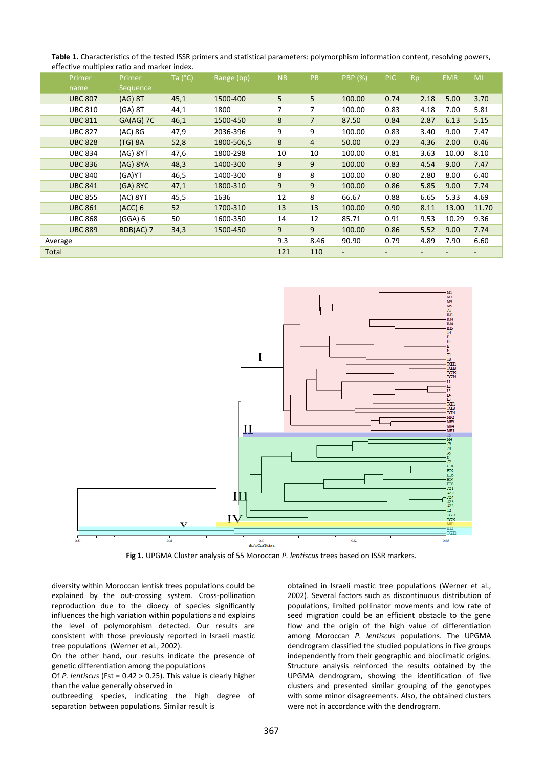**Table 1.** Characteristics of the tested ISSR primers and statistical parameters: polymorphism information content, resolving powers, effective multiplex ratio and marker index.

| Primer name | Primer Sequence | Ta (°C) | Range (bp) | NB | PB | PBP (%) | PIC | Rp | EMR | MI |
|---|---|---|---|---|---|---|---|---|---|---|
| UBC 807 | (AG) 8T | 45,1 | 1500-400 | 5 | 5 | 100.00 | 0.74 | 2.18 | 5.00 | 3.70 |
| UBC 810 | (GA) 8T | 44,1 | 1800 | 7 | 7 | 100.00 | 0.83 | 4.18 | 7.00 | 5.81 |
| UBC 811 | GA(AG) 7C | 46,1 | 1500-450 | 8 | 7 | 87.50 | 0.84 | 2.87 | 6.13 | 5.15 |
| UBC 827 | (AC) 8G | 47,9 | 2036-396 | 9 | 9 | 100.00 | 0.83 | 3.40 | 9.00 | 7.47 |
| UBC 828 | (TG) 8A | 52,8 | 1800-506,5 | 8 | 4 | 50.00 | 0.23 | 4.36 | 2.00 | 0.46 |
| UBC 834 | (AG) 8YT | 47,6 | 1800-298 | 10 | 10 | 100.00 | 0.81 | 3.63 | 10.00 | 8.10 |
| UBC 836 | (AG) 8YA | 48,3 | 1400-300 | 9 | 9 | 100.00 | 0.83 | 4.54 | 9.00 | 7.47 |
| UBC 840 | (GA)YT | 46,5 | 1400-300 | 8 | 8 | 100.00 | 0.80 | 2.80 | 8.00 | 6.40 |
| UBC 841 | (GA) 8YC | 47,1 | 1800-310 | 9 | 9 | 100.00 | 0.86 | 5.85 | 9.00 | 7.74 |
| UBC 855 | (AC) 8YT | 45,5 | 1636 | 12 | 8 | 66.67 | 0.88 | 6.65 | 5.33 | 4.69 |
| UBC 861 | (ACC) 6 | 52 | 1700-310 | 13 | 13 | 100.00 | 0.90 | 8.11 | 13.00 | 11.70 |
| UBC 868 | (GGA) 6 | 50 | 1600-350 | 14 | 12 | 85.71 | 0.91 | 9.53 | 10.29 | 9.36 |
| UBC 889 | BDB(AC) 7 | 34,3 | 1500-450 | 9 | 9 | 100.00 | 0.86 | 5.52 | 9.00 | 7.74 |
| Average | | | | 9.3 | 8.46 | 90.90 | 0.79 | 4.89 | 7.90 | 6.60 |
| Total | | | | 121 | 110 | - | - | - | - | - |

**Fig 1.** UPGMA Cluster analysis of 55 Moroccan *P. lentiscus* trees based on ISSR markers.

diversity within Moroccan lentisk trees populations could be explained by the out-crossing system. Cross-pollination reproduction due to the dioecy of species significantly influences the high variation within populations and explains the level of polymorphism detected. Our results are consistent with those previously reported in Israeli mastic tree populations (Werner et al., 2002).

On the other hand, our results indicate the presence of genetic differentiation among the populations

Of *P. lentiscus* (Fst = 0.42 > 0.25). This value is clearly higher than the value generally observed in

outbreeding species, indicating the high degree of separation between populations. Similar result is obtained in Israeli mastic tree populations (Werner et al., 2002). Several factors such as discontinuous distribution of populations, limited pollinator movements and low rate of seed migration could be an efficient obstacle to the gene flow and the origin of the high value of differentiation among Moroccan *P. lentiscus* populations. The UPGMA dendrogram classified the studied populations in five groups independently from their geographic and bioclimatic origins. Structure analysis reinforced the results obtained by the UPGMA dendrogram, showing the identification of five clusters and presented similar grouping of the genotypes with some minor disagreements. Also, the obtained clusters were not in accordance with the dendrogram.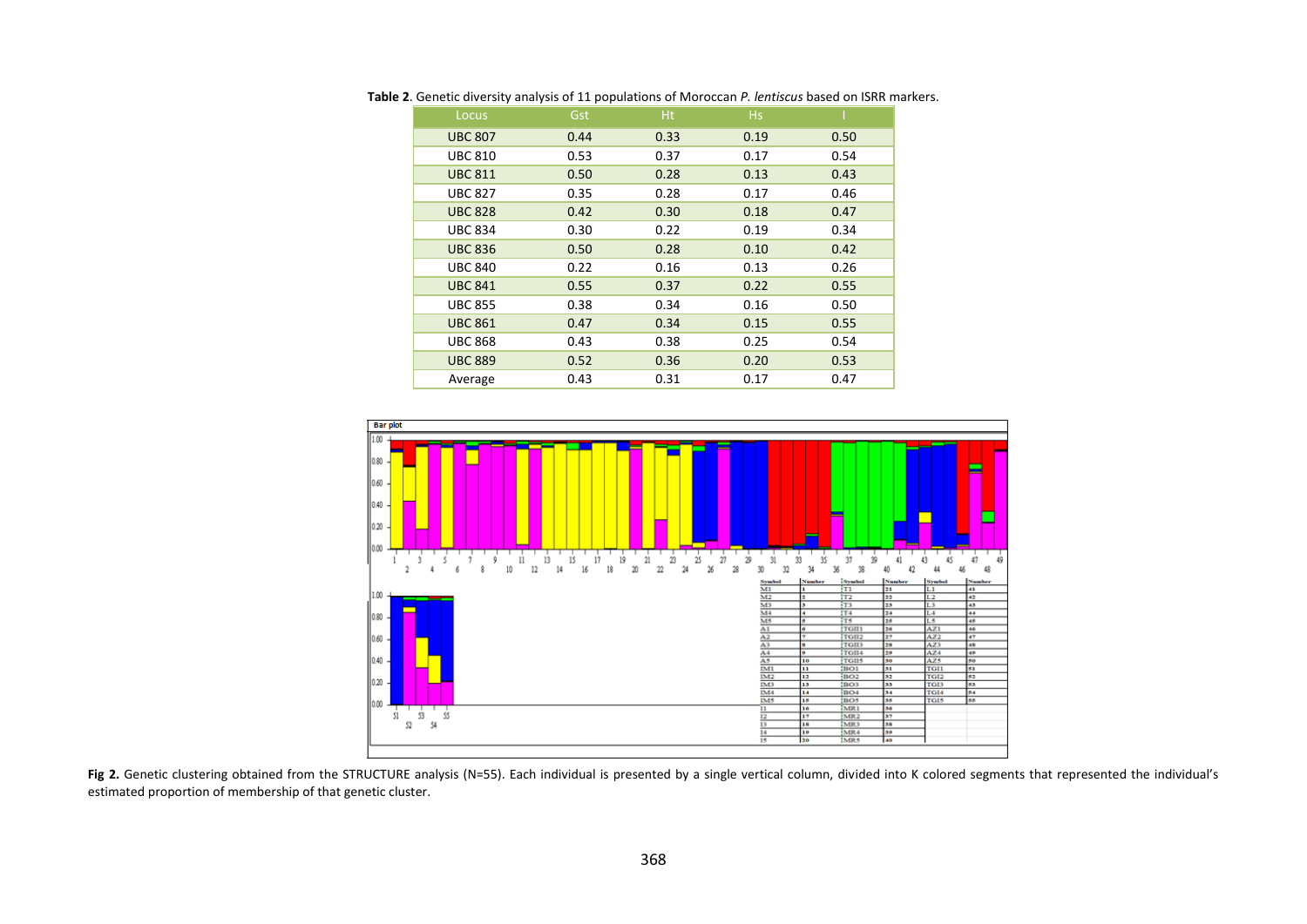**Table 2**. Genetic diversity analysis of 11 populations of Moroccan *P. lentiscus* based on ISRR markers.

| Locus | Gst | Ht | Hs | I |
|---|---|---|---|---|
| UBC 807 | 0.44 | 0.33 | 0.19 | 0.50 |
| UBC 810 | 0.53 | 0.37 | 0.17 | 0.54 |
| UBC 811 | 0.50 | 0.28 | 0.13 | 0.43 |
| UBC 827 | 0.35 | 0.28 | 0.17 | 0.46 |
| UBC 828 | 0.42 | 0.30 | 0.18 | 0.47 |
| UBC 834 | 0.30 | 0.22 | 0.19 | 0.34 |
| UBC 836 | 0.50 | 0.28 | 0.10 | 0.42 |
| UBC 840 | 0.22 | 0.16 | 0.13 | 0.26 |
| UBC 841 | 0.55 | 0.37 | 0.22 | 0.55 |
| UBC 855 | 0.38 | 0.34 | 0.16 | 0.50 |
| UBC 861 | 0.47 | 0.34 | 0.15 | 0.55 |
| UBC 868 | 0.43 | 0.38 | 0.25 | 0.54 |
| UBC 889 | 0.52 | 0.36 | 0.20 | 0.53 |
| Average | 0.43 | 0.31 | 0.17 | 0.47 |

**Fig 2.** Genetic clustering obtained from the STRUCTURE analysis (N=55). Each individual is presented by a single vertical column, divided into K colored segments that represented the individual's estimated proportion of membership of that genetic cluster.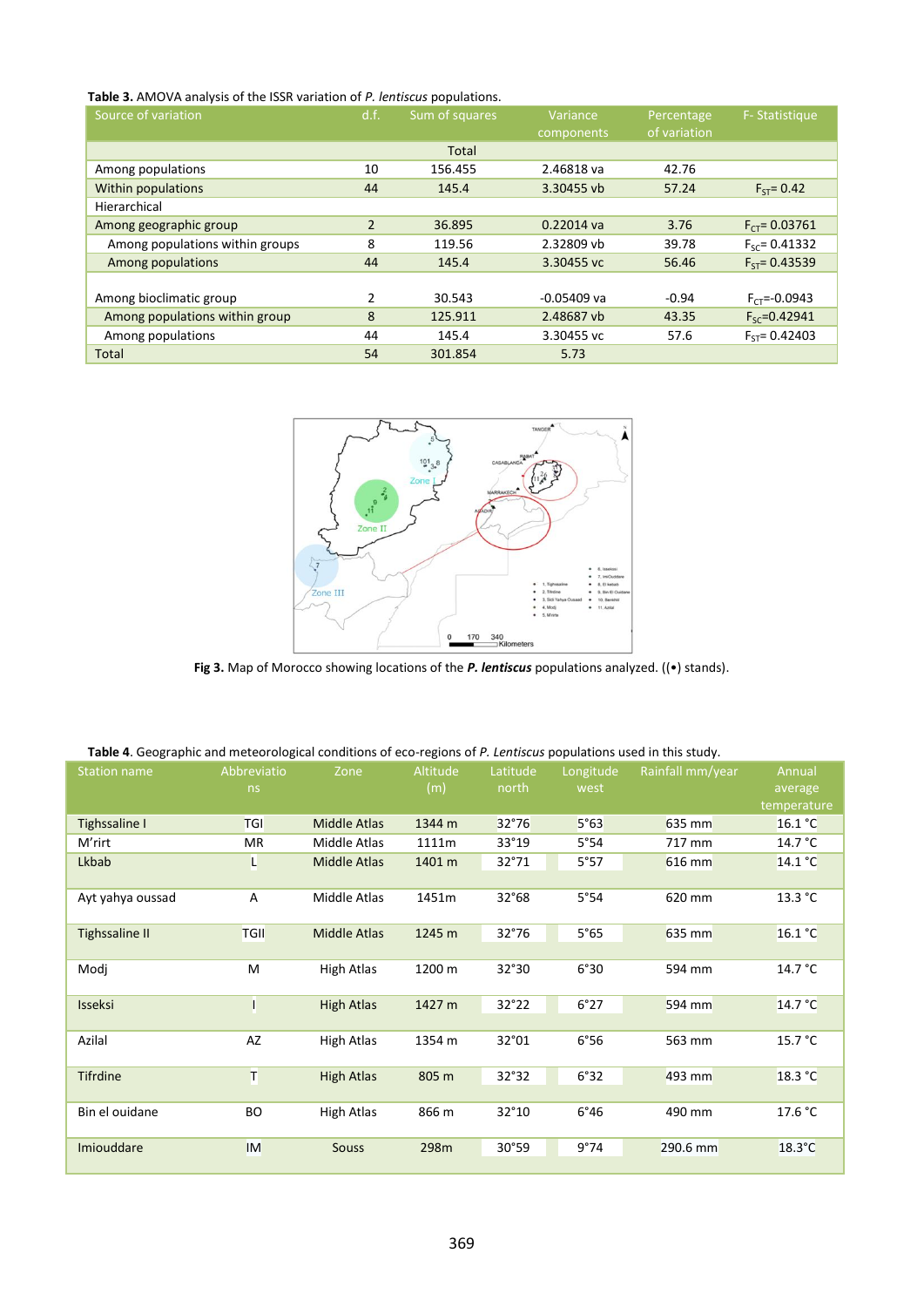**Table 3.** AMOVA analysis of the ISSR variation of *P. lentiscus* populations.

| Source of variation | d.f. | Sum of squares | Variance components | Percentage of variation | F- Statistique |
|---|---|---|---|---|---|
| | | Total | | | |
| Among populations | 10 | 156.455 | 2.46818 va | 42.76 | |
| Within populations | 44 | 145.4 | 3.30455 vb | 57.24 | $F_{ST}$= 0.42 |
| Hierarchical | | | | | |
| Among geographic group | 2 | 36.895 | 0.22014 va | 3.76 | $F_{CT}$= 0.03761 |
| Among populations within groups | 8 | 119.56 | 2.32809 vb | 39.78 | $F_{SC}$= 0.41332 |
| Among populations | 44 | 145.4 | 3.30455 vc | 56.46 | $F_{ST}$= 0.43539 |
| | | | | | |
| Among bioclimatic group | 2 | 30.543 | -0.05409 va | -0.94 | $F_{CT}$=-0.0943 |
| Among populations within group | 8 | 125.911 | 2.48687 vb | 43.35 | $F_{SC}$=0.42941 |
| Among populations | 44 | 145.4 | 3.30455 vc | 57.6 | $F_{ST}$= 0.42403 |
| Total | 54 | 301.854 | 5.73 | | |

**Fig 3.** Map of Morocco showing locations of the ***P. lentiscus*** populations analyzed. ((•) stands).

**Table 4**. Geographic and meteorological conditions of eco-regions of *P. Lentiscus* populations used in this study.

| Station name | Abbreviations | Zone | Altitude (m) | Latitude north | Longitude west | Rainfall mm/year | Annual average temperature |
|---|---|---|---|---|---|---|---|
| Tighssaline I | TGI | Middle Atlas | 1344 m | 32°76 | 5°63 | 635 mm | 16.1 °C |
| M'rirt | MR | Middle Atlas | 1111m | 33°19 | 5°54 | 717 mm | 14.7 °C |
| Lkbab | L | Middle Atlas | 1401 m | 32°71 | 5°57 | 616 mm | 14.1 °C |
| Ayt yahya oussad | A | Middle Atlas | 1451m | 32°68 | 5°54 | 620 mm | 13.3 °C |
| Tighssaline II | TGII | Middle Atlas | 1245 m | 32°76 | 5°65 | 635 mm | 16.1 °C |
| Modj | M | High Atlas | 1200 m | 32°30 | 6°30 | 594 mm | 14.7 °C |
| Isseksi | I | High Atlas | 1427 m | 32°22 | 6°27 | 594 mm | 14.7 °C |
| Azilal | AZ | High Atlas | 1354 m | 32°01 | 6°56 | 563 mm | 15.7 °C |
| Tifrdine | T | High Atlas | 805 m | 32°32 | 6°32 | 493 mm | 18.3 °C |
| Bin el ouidane | BO | High Atlas | 866 m | 32°10 | 6°46 | 490 mm | 17.6 °C |
| Imiouddare | IM | Souss | 298m | 30°59 | 9°74 | 290.6 mm | 18.3°C |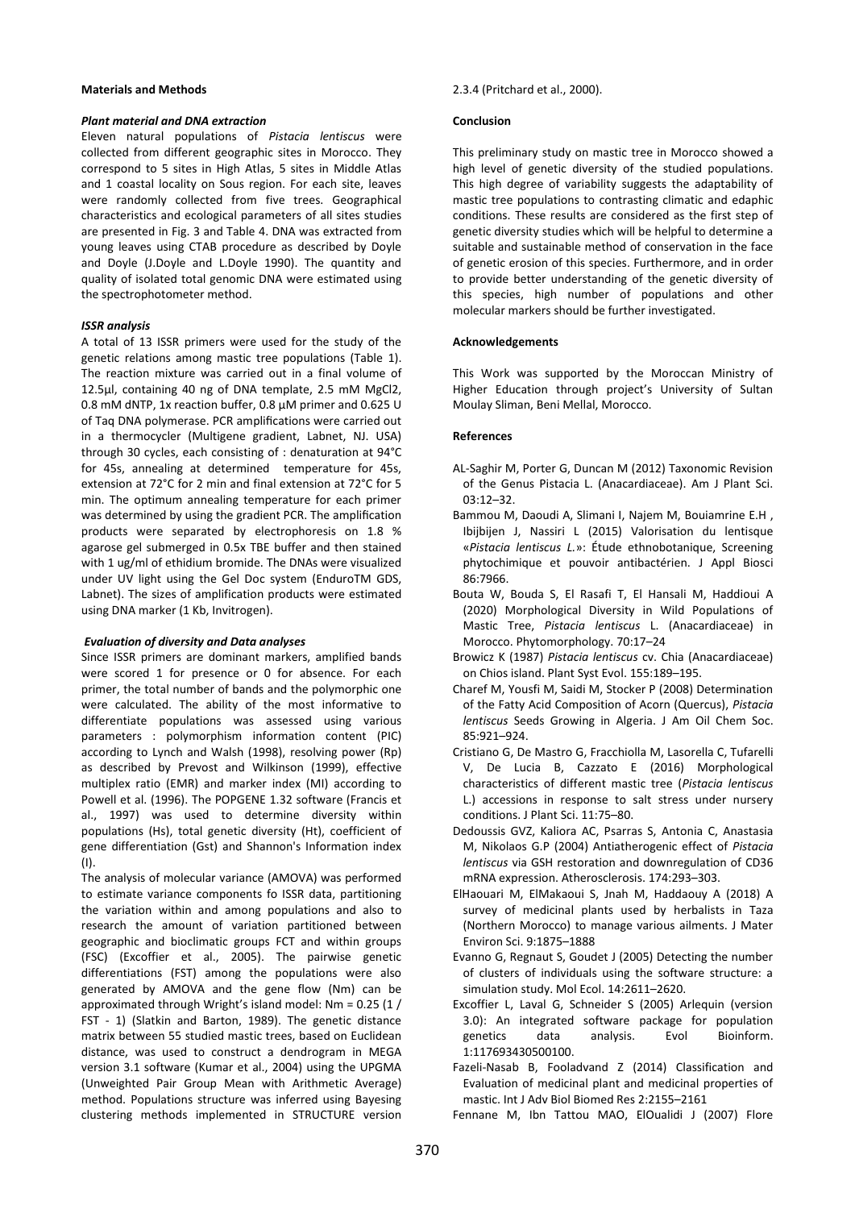## Materials and Methods

### *Plant material and DNA extraction*

Eleven natural populations of *Pistacia lentiscus* were collected from different geographic sites in Morocco. They correspond to 5 sites in High Atlas, 5 sites in Middle Atlas and 1 coastal locality on Sous region. For each site, leaves were randomly collected from five trees. Geographical characteristics and ecological parameters of all sites studies are presented in Fig. 3 and Table 4. DNA was extracted from young leaves using CTAB procedure as described by Doyle and Doyle (J.Doyle and L.Doyle 1990). The quantity and quality of isolated total genomic DNA were estimated using the spectrophotometer method.

### *ISSR analysis*

A total of 13 ISSR primers were used for the study of the genetic relations among mastic tree populations (Table 1). The reaction mixture was carried out in a final volume of 12.5µl, containing 40 ng of DNA template, 2.5 mM $MgCl_2$, 0.8 mM dNTP, 1x reaction buffer, 0.8 µM primer and 0.625 U of Taq DNA polymerase. PCR amplifications were carried out in a thermocycler (Multigene gradient, Labnet, NJ. USA) through 30 cycles, each consisting of : denaturation at 94°C for 45s, annealing at determined temperature for 45s, extension at 72°C for 2 min and final extension at 72°C for 5 min. The optimum annealing temperature for each primer was determined by using the gradient PCR. The amplification products were separated by electrophoresis on 1.8 % agarose gel submerged in 0.5x TBE buffer and then stained with 1 ug/ml of ethidium bromide. The DNAs were visualized under UV light using the Gel Doc system (EnduroTM GDS, Labnet). The sizes of amplification products were estimated using DNA marker (1 Kb, Invitrogen).

### *Evaluation of diversity and Data analyses*

Since ISSR primers are dominant markers, amplified bands were scored 1 for presence or 0 for absence. For each primer, the total number of bands and the polymorphic one were calculated. The ability of the most informative to differentiate populations was assessed using various parameters : polymorphism information content (PIC) according to Lynch and Walsh (1998), resolving power (Rp) as described by Prevost and Wilkinson (1999), effective multiplex ratio (EMR) and marker index (MI) according to Powell et al. (1996). The POPGENE 1.32 software (Francis et al., 1997) was used to determine diversity within populations (Hs), total genetic diversity (Ht), coefficient of gene differentiation (Gst) and Shannon's Information index (I).

The analysis of molecular variance (AMOVA) was performed to estimate variance components fo ISSR data, partitioning the variation within and among populations and also to research the amount of variation partitioned between geographic and bioclimatic groups FCT and within groups (FSC) (Excoffier et al., 2005). The pairwise genetic differentiations (FST) among the populations were also generated by AMOVA and the gene flow (Nm) can be approximated through Wright's island model: Nm = 0.25 (1 / FST - 1) (Slatkin and Barton, 1989). The genetic distance matrix between 55 studied mastic trees, based on Euclidean distance, was used to construct a dendrogram in MEGA version 3.1 software (Kumar et al., 2004) using the UPGMA (Unweighted Pair Group Mean with Arithmetic Average) method. Populations structure was inferred using Bayesing clustering methods implemented in STRUCTURE version 2.3.4 (Pritchard et al., 2000).

## Conclusion

This preliminary study on mastic tree in Morocco showed a high level of genetic diversity of the studied populations. This high degree of variability suggests the adaptability of mastic tree populations to contrasting climatic and edaphic conditions. These results are considered as the first step of genetic diversity studies which will be helpful to determine a suitable and sustainable method of conservation in the face of genetic erosion of this species. Furthermore, and in order to provide better understanding of the genetic diversity of this species, high number of populations and other molecular markers should be further investigated.

## Acknowledgements

This Work was supported by the Moroccan Ministry of Higher Education through project's University of Sultan Moulay Sliman, Beni Mellal, Morocco.

## References

AL-Saghir M, Porter G, Duncan M (2012) Taxonomic Revision of the Genus Pistacia L. (Anacardiaceae). Am J Plant Sci. 03:12–32.

Bammou M, Daoudi A, Slimani I, Najem M, Bouiamrine E.H , Ibijbijen J, Nassiri L (2015) Valorisation du lentisque «*Pistacia lentiscus L.*»: Étude ethnobotanique, Screening phytochimique et pouvoir antibactérien. J Appl Biosci 86:7966.

Bouta W, Bouda S, El Rasafi T, El Hansali M, Haddioui A (2020) Morphological Diversity in Wild Populations of Mastic Tree, *Pistacia lentiscus* L. (Anacardiaceae) in Morocco. Phytomorphology. 70:17–24

Browicz K (1987) *Pistacia lentiscus* cv. Chia (Anacardiaceae) on Chios island. Plant Syst Evol. 155:189–195.

Charef M, Yousfi M, Saidi M, Stocker P (2008) Determination of the Fatty Acid Composition of Acorn (Quercus), *Pistacia lentiscus* Seeds Growing in Algeria. J Am Oil Chem Soc. 85:921–924.

Cristiano G, De Mastro G, Fracchiolla M, Lasorella C, Tufarelli V, De Lucia B, Cazzato E (2016) Morphological characteristics of different mastic tree (*Pistacia lentiscus* L.) accessions in response to salt stress under nursery conditions. J Plant Sci. 11:75–80.

Dedoussis GVZ, Kaliora AC, Psarras S, Antonia C, Anastasia M, Nikolaos G.P (2004) Antiatherogenic effect of *Pistacia lentiscus* via GSH restoration and downregulation of CD36 mRNA expression. Atherosclerosis. 174:293–303.

ElHaouari M, ElMakaoui S, Jnah M, Haddaouy A (2018) A survey of medicinal plants used by herbalists in Taza (Northern Morocco) to manage various ailments. J Mater Environ Sci. 9:1875–1888

Evanno G, Regnaut S, Goudet J (2005) Detecting the number of clusters of individuals using the software structure: a simulation study. Mol Ecol. 14:2611–2620.

Excoffier L, Laval G, Schneider S (2005) Arlequin (version 3.0): An integrated software package for population genetics data analysis. Evol Bioinform. 1:117693430500100.

Fazeli-Nasab B, Fooladvand Z (2014) Classification and Evaluation of medicinal plant and medicinal properties of mastic. Int J Adv Biol Biomed Res 2:2155–2161

Fennane M, Ibn Tattou MAO, ElOualidi J (2007) Flore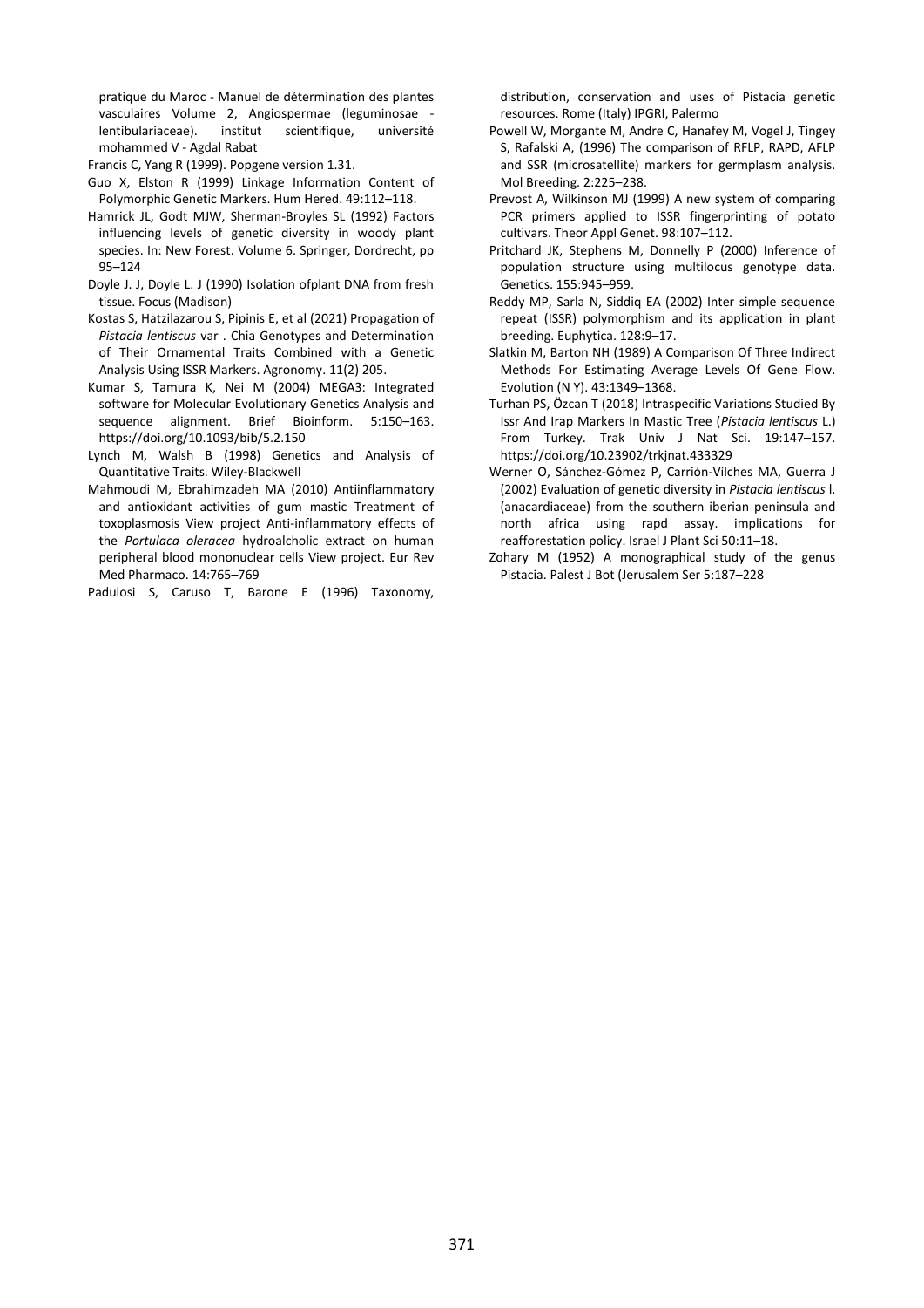pratique du Maroc - Manuel de détermination des plantes vasculaires Volume 2, Angiospermae (leguminosae - lentibulariaceae). institut scientifique, université mohammed V - Agdal Rabat

Francis C, Yang R (1999). Popgene version 1.31.

Guo X, Elston R (1999) Linkage Information Content of Polymorphic Genetic Markers. Hum Hered. 49:112–118.

Hamrick JL, Godt MJW, Sherman-Broyles SL (1992) Factors influencing levels of genetic diversity in woody plant species. In: New Forest. Volume 6. Springer, Dordrecht, pp 95–124

Doyle J. J, Doyle L. J (1990) Isolation ofplant DNA from fresh tissue. Focus (Madison)

Kostas S, Hatzilazarou S, Pipinis E, et al (2021) Propagation of *Pistacia lentiscus* var . Chia Genotypes and Determination of Their Ornamental Traits Combined with a Genetic Analysis Using ISSR Markers. Agronomy. 11(2) 205.

Kumar S, Tamura K, Nei M (2004) MEGA3: Integrated software for Molecular Evolutionary Genetics Analysis and sequence alignment. Brief Bioinform. 5:150–163. https://doi.org/10.1093/bib/5.2.150

Lynch M, Walsh B (1998) Genetics and Analysis of Quantitative Traits. Wiley-Blackwell

Mahmoudi M, Ebrahimzadeh MA (2010) Antiinflammatory and antioxidant activities of gum mastic Treatment of toxoplasmosis View project Anti-inflammatory effects of the *Portulaca oleracea* hydroalcholic extract on human peripheral blood mononuclear cells View project. Eur Rev Med Pharmaco. 14:765–769

Padulosi S, Caruso T, Barone E (1996) Taxonomy, distribution, conservation and uses of Pistacia genetic resources. Rome (Italy) IPGRI, Palermo

Powell W, Morgante M, Andre C, Hanafey M, Vogel J, Tingey S, Rafalski A, (1996) The comparison of RFLP, RAPD, AFLP and SSR (microsatellite) markers for germplasm analysis. Mol Breeding. 2:225–238.

Prevost A, Wilkinson MJ (1999) A new system of comparing PCR primers applied to ISSR fingerprinting of potato cultivars. Theor Appl Genet. 98:107–112.

Pritchard JK, Stephens M, Donnelly P (2000) Inference of population structure using multilocus genotype data. Genetics. 155:945–959.

Reddy MP, Sarla N, Siddiq EA (2002) Inter simple sequence repeat (ISSR) polymorphism and its application in plant breeding. Euphytica. 128:9–17.

Slatkin M, Barton NH (1989) A Comparison Of Three Indirect Methods For Estimating Average Levels Of Gene Flow. Evolution (N Y). 43:1349–1368.

Turhan PS, Özcan T (2018) Intraspecific Variations Studied By Issr And Irap Markers In Mastic Tree (*Pistacia lentiscus* L.) From Turkey. Trak Univ J Nat Sci. 19:147–157. https://doi.org/10.23902/trkjnat.433329

Werner O, Sánchez-Gómez P, Carrión-Vílches MA, Guerra J (2002) Evaluation of genetic diversity in *Pistacia lentiscus* l. (anacardiaceae) from the southern iberian peninsula and north africa using rapd assay. implications for reafforestation policy. Israel J Plant Sci 50:11–18.

Zohary M (1952) A monographical study of the genus Pistacia. Palest J Bot (Jerusalem Ser 5:187–228